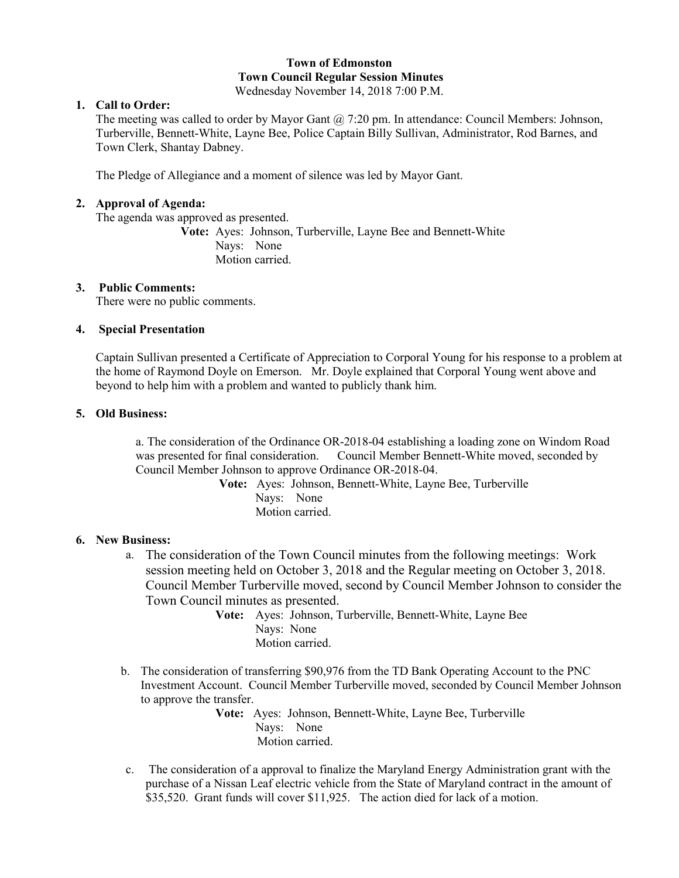**Town of Edmonston**
**Town Council Regular Session Minutes**
Wednesday November 14, 2018 7:00 P.M.

1. **Call to Order:**
   The meeting was called to order by Mayor Gant @ 7:20 pm. In attendance: Council Members: Johnson, Turberville, Bennett-White, Layne Bee, Police Captain Billy Sullivan, Administrator, Rod Barnes, and Town Clerk, Shantay Dabney.

   The Pledge of Allegiance and a moment of silence was led by Mayor Gant.

2. **Approval of Agenda:**
   The agenda was approved as presented.

   **Vote:** Ayes: Johnson, Turberville, Layne Bee and Bennett-White
   Nays: None
   Motion carried.

3. **Public Comments:**
   There were no public comments.

4. **Special Presentation**

   Captain Sullivan presented a Certificate of Appreciation to Corporal Young for his response to a problem at the home of Raymond Doyle on Emerson. Mr. Doyle explained that Corporal Young went above and beyond to help him with a problem and wanted to publicly thank him.

5. **Old Business:**

   a. The consideration of the Ordinance OR-2018-04 establishing a loading zone on Windom Road was presented for final consideration. Council Member Bennett-White moved, seconded by Council Member Johnson to approve Ordinance OR-2018-04.

   **Vote:** Ayes: Johnson, Bennett-White, Layne Bee, Turberville
   Nays: None
   Motion carried.

6. **New Business:**

   a. The consideration of the Town Council minutes from the following meetings: Work session meeting held on October 3, 2018 and the Regular meeting on October 3, 2018. Council Member Turberville moved, second by Council Member Johnson to consider the Town Council minutes as presented.

   **Vote:** Ayes: Johnson, Turberville, Bennett-White, Layne Bee
   Nays: None
   Motion carried.

   b. The consideration of transferring $90,976 from the TD Bank Operating Account to the PNC Investment Account. Council Member Turberville moved, seconded by Council Member Johnson to approve the transfer.

   **Vote:** Ayes: Johnson, Bennett-White, Layne Bee, Turberville
   Nays: None
   Motion carried.

   c. The consideration of a approval to finalize the Maryland Energy Administration grant with the purchase of a Nissan Leaf electric vehicle from the State of Maryland contract in the amount of $35,520. Grant funds will cover $11,925. The action died for lack of a motion.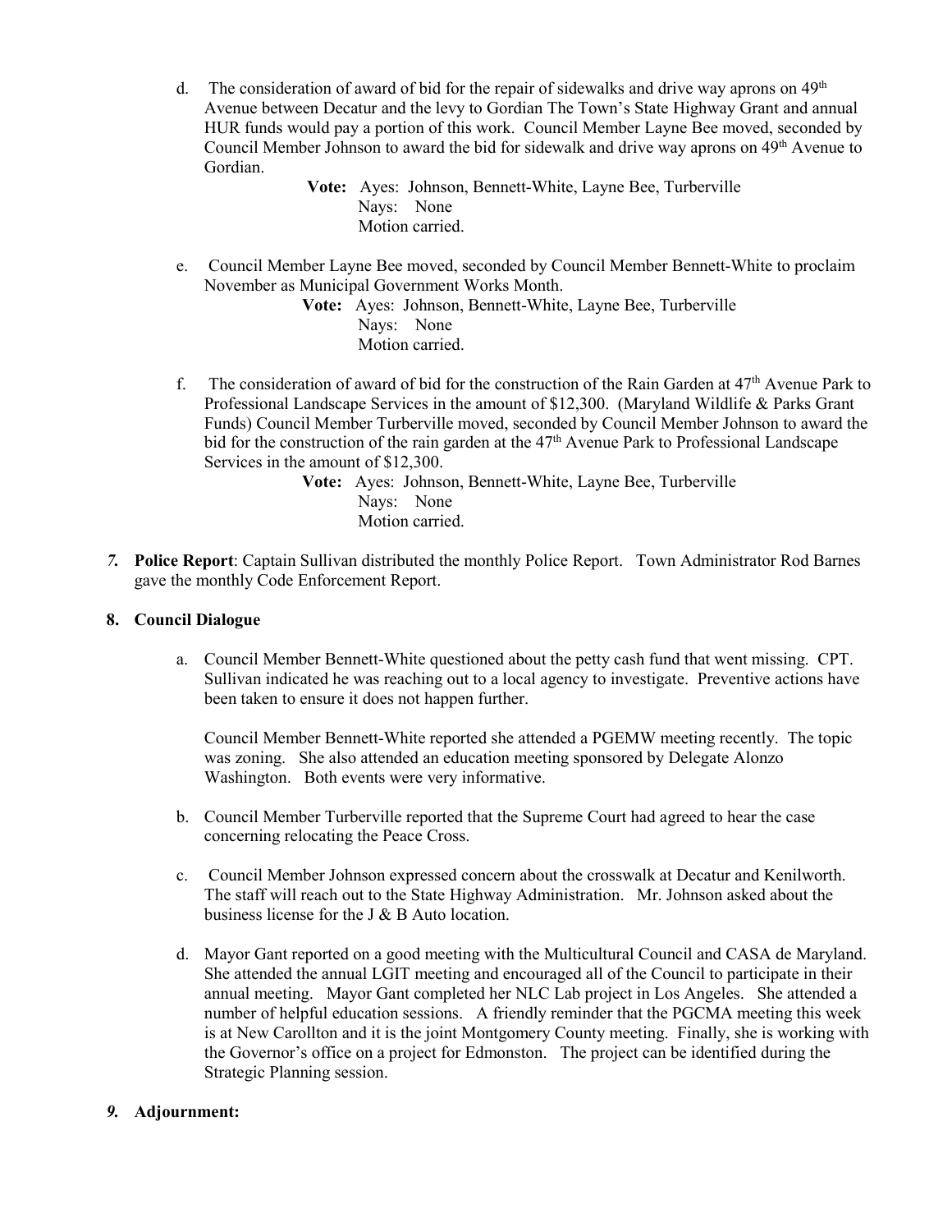d. The consideration of award of bid for the repair of sidewalks and drive way aprons on 49th Avenue between Decatur and the levy to Gordian The Town's State Highway Grant and annual HUR funds would pay a portion of this work. Council Member Layne Bee moved, seconded by Council Member Johnson to award the bid for sidewalk and drive way aprons on 49th Avenue to Gordian.

**Vote:** Ayes: Johnson, Bennett-White, Layne Bee, Turberville
Nays: None
Motion carried.

e. Council Member Layne Bee moved, seconded by Council Member Bennett-White to proclaim November as Municipal Government Works Month.

**Vote:** Ayes: Johnson, Bennett-White, Layne Bee, Turberville
Nays: None
Motion carried.

f. The consideration of award of bid for the construction of the Rain Garden at 47th Avenue Park to Professional Landscape Services in the amount of $12,300. (Maryland Wildlife & Parks Grant Funds) Council Member Turberville moved, seconded by Council Member Johnson to award the bid for the construction of the rain garden at the 47th Avenue Park to Professional Landscape Services in the amount of $12,300.

**Vote:** Ayes: Johnson, Bennett-White, Layne Bee, Turberville
Nays: None
Motion carried.

***7.*** **Police Report**: Captain Sullivan distributed the monthly Police Report. Town Administrator Rod Barnes gave the monthly Code Enforcement Report.

**8. Council Dialogue**

a. Council Member Bennett-White questioned about the petty cash fund that went missing. CPT. Sullivan indicated he was reaching out to a local agency to investigate. Preventive actions have been taken to ensure it does not happen further.

Council Member Bennett-White reported she attended a PGEMW meeting recently. The topic was zoning. She also attended an education meeting sponsored by Delegate Alonzo Washington. Both events were very informative.

b. Council Member Turberville reported that the Supreme Court had agreed to hear the case concerning relocating the Peace Cross.

c. Council Member Johnson expressed concern about the crosswalk at Decatur and Kenilworth. The staff will reach out to the State Highway Administration. Mr. Johnson asked about the business license for the J & B Auto location.

d. Mayor Gant reported on a good meeting with the Multicultural Council and CASA de Maryland. She attended the annual LGIT meeting and encouraged all of the Council to participate in their annual meeting. Mayor Gant completed her NLC Lab project in Los Angeles. She attended a number of helpful education sessions. A friendly reminder that the PGCMA meeting this week is at New Carollton and it is the joint Montgomery County meeting. Finally, she is working with the Governor's office on a project for Edmonston. The project can be identified during the Strategic Planning session.

***9.*** **Adjournment:**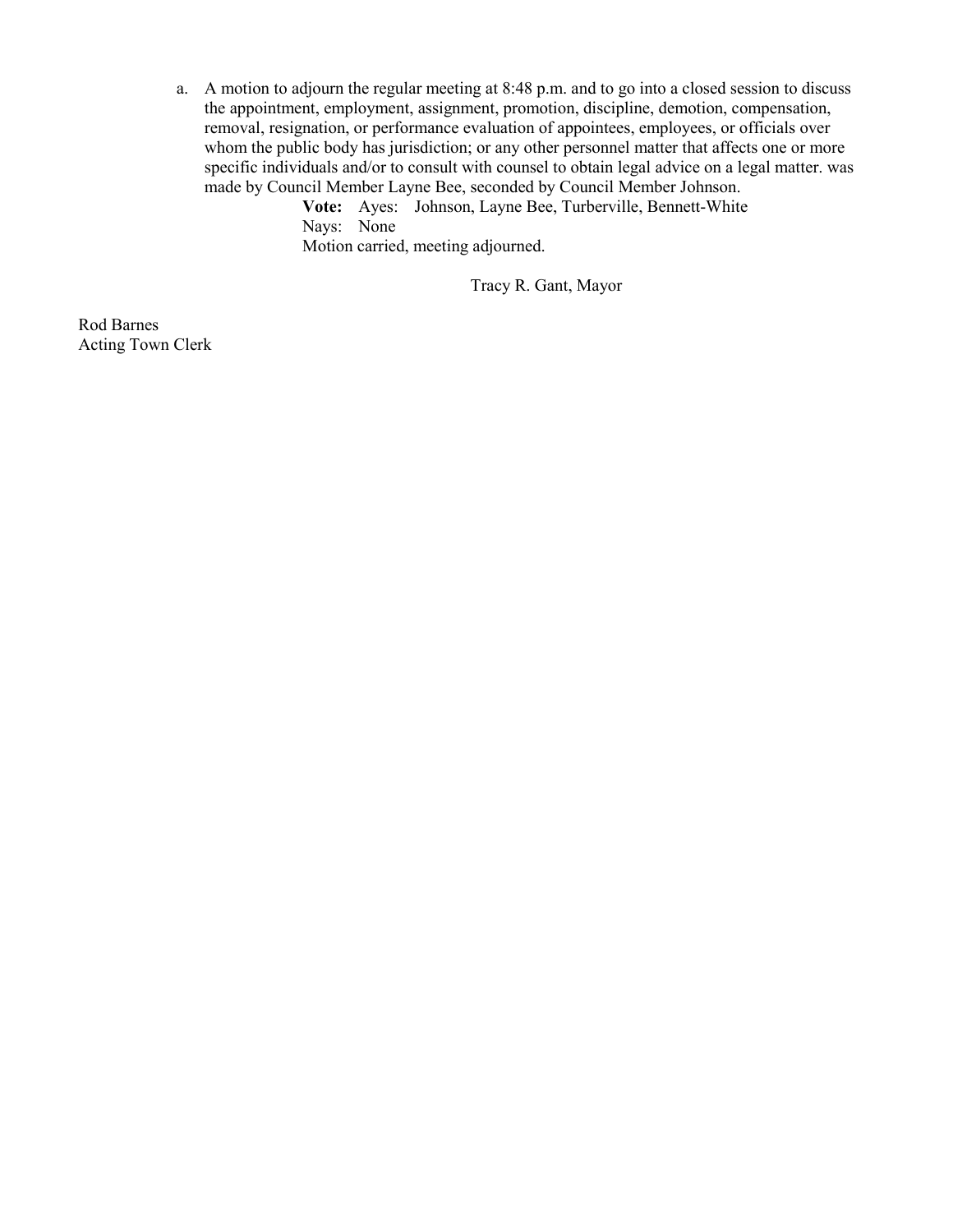a. A motion to adjourn the regular meeting at 8:48 p.m. and to go into a closed session to discuss the appointment, employment, assignment, promotion, discipline, demotion, compensation, removal, resignation, or performance evaluation of appointees, employees, or officials over whom the public body has jurisdiction; or any other personnel matter that affects one or more specific individuals and/or to consult with counsel to obtain legal advice on a legal matter. was made by Council Member Layne Bee, seconded by Council Member Johnson.

   **Vote:** Ayes: Johnson, Layne Bee, Turberville, Bennett-White
   Nays: None
   Motion carried, meeting adjourned.

Tracy R. Gant, Mayor

Rod Barnes
Acting Town Clerk